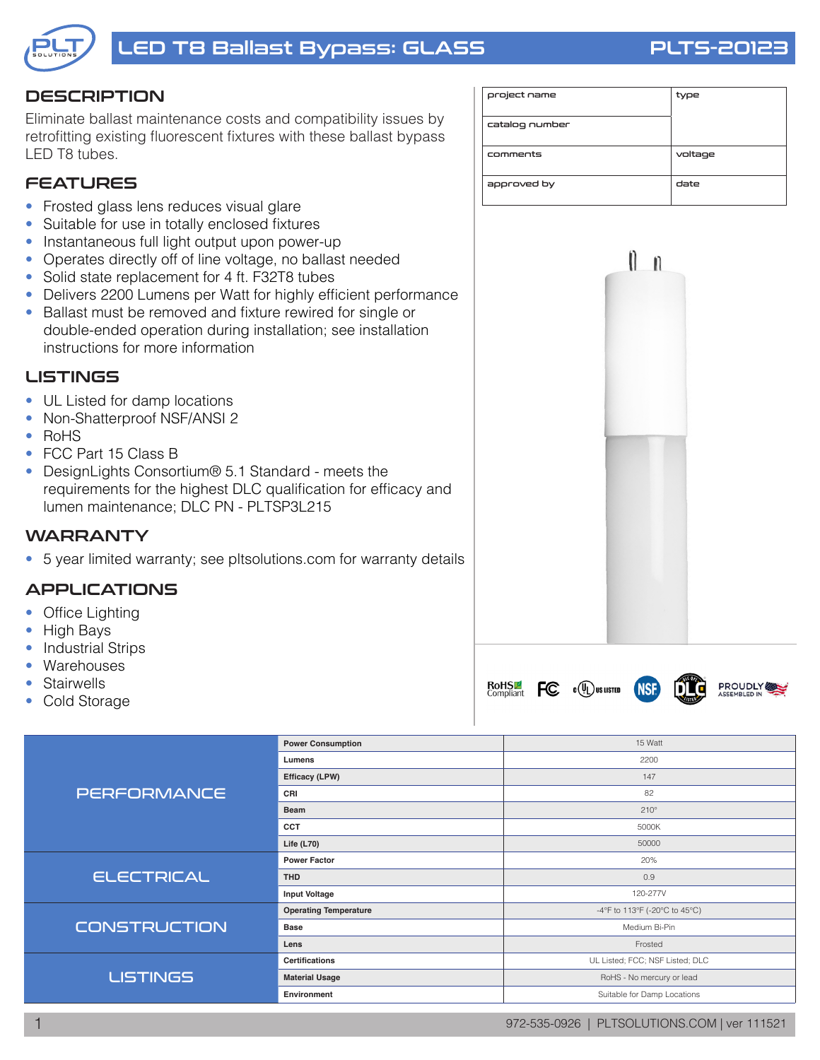# LED T8 Ballast Bypass: GLASS

**PLTS-20123**

## DESCRIPTION

Eliminate ballast maintenance costs and compatibility issues by retrofitting existing fluorescent fixtures with these ballast bypass LED T8 tubes.

## FEATURES

- Frosted glass lens reduces visual glare
- Suitable for use in totally enclosed fixtures
- Instantaneous full light output upon power-up
- Operates directly off of line voltage, no ballast needed
- Solid state replacement for 4 ft. F32T8 tubes
- Delivers 2200 Lumens per Watt for highly efficient performance
- Ballast must be removed and fixture rewired for single or double-ended operation during installation; see installation instructions for more information

## LISTINGS

- UL Listed for damp locations
- Non-Shatterproof NSF/ANSI 2
- RoHS
- FCC Part 15 Class B
- DesignLights Consortium® 5.1 Standard - meets the requirements for the highest DLC qualification for efficacy and lumen maintenance; DLC PN - PLTSP3L215

## WARRANTY

- 5 year limited warranty; see pltsolutions.com for warranty details

## APPLICATIONS

- Office Lighting
- High Bays
- Industrial Strips
- Warehouses
- Stairwells
- Cold Storage

| project name | type |
|---|---|
| catalog number | |
| comments | voltage |
| approved by | date |

RoHS Compliant | FC | c UL US LISTED | NSF | DLC | PROUDLY ASSEMBLED IN USA

| | | |
|---|---|---|
| PERFORMANCE | Power Consumption | 15 Watt |
| | Lumens | 2200 |
| | Efficacy (LPW) | 147 |
| | CRI | 82 |
| | Beam | 210° |
| | CCT | 5000K |
| | Life (L70) | 50000 |
| ELECTRICAL | Power Factor | 20% |
| | THD | 0.9 |
| | Input Voltage | 120-277V |
| CONSTRUCTION | Operating Temperature | -4°F to 113°F (-20°C to 45°C) |
| | Base | Medium Bi-Pin |
| | Lens | Frosted |
| LISTINGS | Certifications | UL Listed; FCC; NSF Listed; DLC |
| | Material Usage | RoHS - No mercury or lead |
| | Environment | Suitable for Damp Locations |

972-535-0926 | PLTSOLUTIONS.COM | ver 111521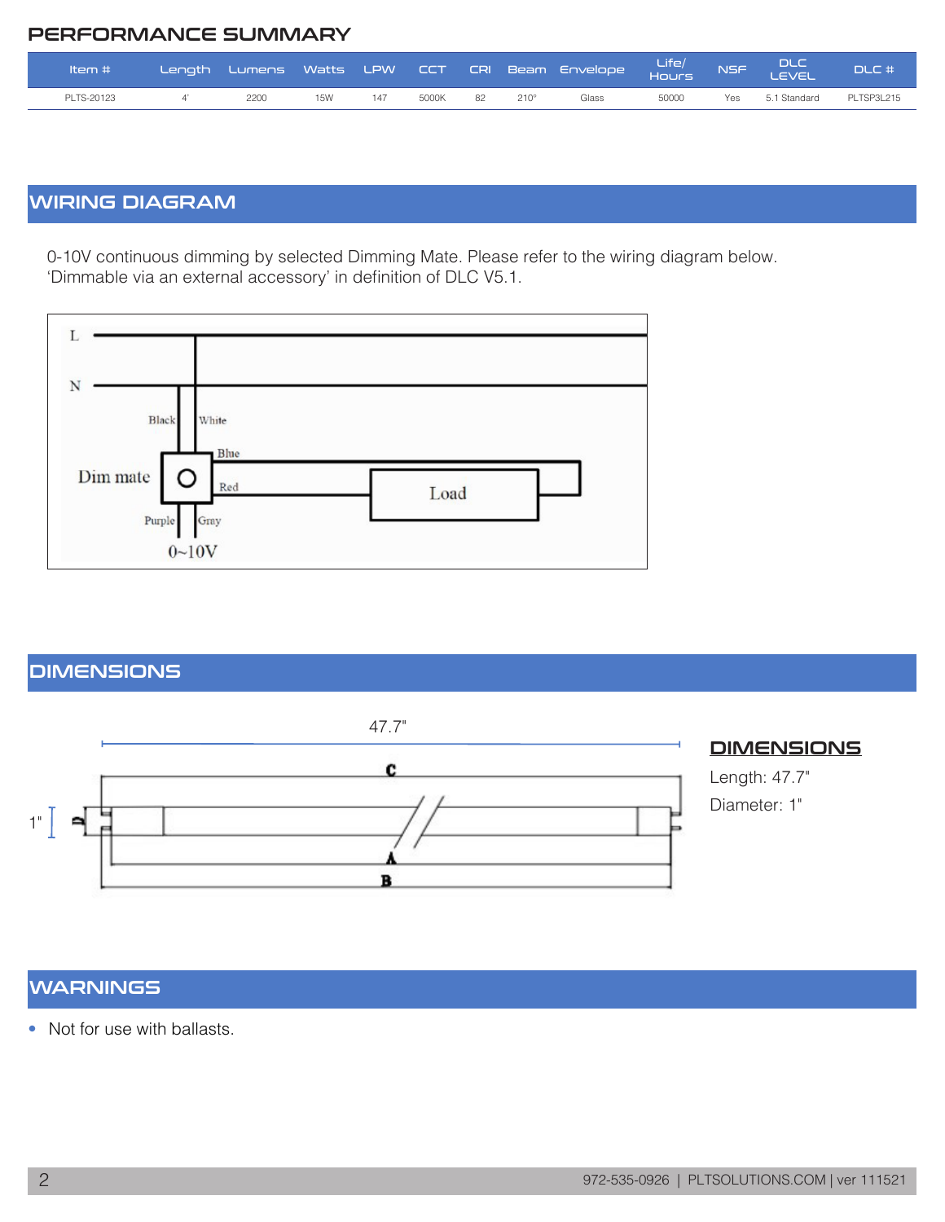## PERFORMANCE SUMMARY

| Item # | Length | Lumens | Watts | LPW | CCT | CRI | Beam | Envelope | Life/ Hours | NSF | DLC LEVEL | DLC # |
|---|---|---|---|---|---|---|---|---|---|---|---|---|
| PLTS-20123 | 4' | 2200 | 15W | 147 | 5000K | 82 | 210° | Glass | 50000 | Yes | 5.1 Standard | PLTSP3L215 |

## WIRING DIAGRAM

0-10V continuous dimming by selected Dimming Mate. Please refer to the wiring diagram below.
'Dimmable via an external accessory' in definition of DLC V5.1.

L
N
Black
White
Blue
Dim mate
Red
Load
Purple
Gray
0~10V

## DIMENSIONS

47.7"
C
1"
D
A
B

**DIMENSIONS**

Length: 47.7"

Diameter: 1"

## WARNINGS

- Not for use with ballasts.

972-535-0926 | PLTSOLUTIONS.COM | ver 111521